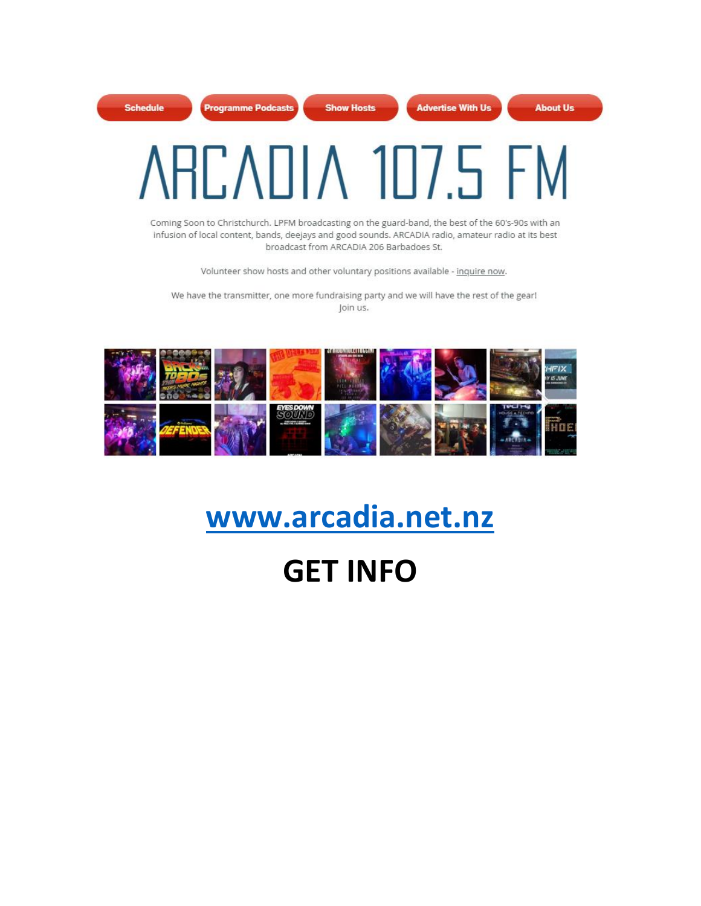Schedule | Programme Podcasts | Show Hosts | Advertise With Us | About Us

# ARCADIA 107.5 FM

Coming Soon to Christchurch. LPFM broadcasting on the guard-band, the best of the 60's-90s with an infusion of local content, bands, deejays and good sounds. ARCADIA radio, amateur radio at its best broadcast from ARCADIA 206 Barbadoes St.

Volunteer show hosts and other voluntary positions available - inquire now.

We have the transmitter, one more fundraising party and we will have the rest of the gear! Join us.

## www.arcadia.net.nz

## GET INFO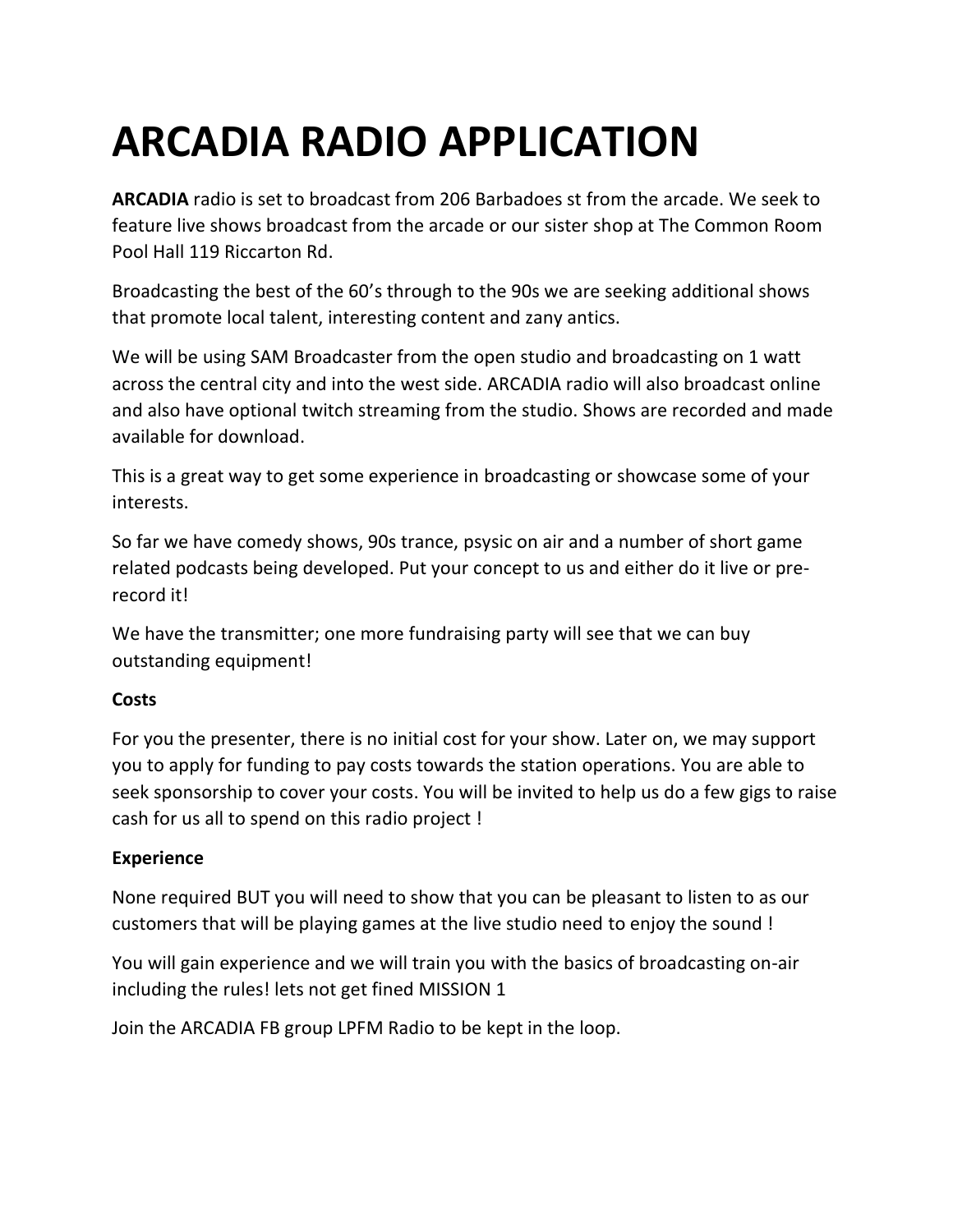# ARCADIA RADIO APPLICATION

**ARCADIA** radio is set to broadcast from 206 Barbadoes st from the arcade. We seek to feature live shows broadcast from the arcade or our sister shop at The Common Room Pool Hall 119 Riccarton Rd.

Broadcasting the best of the 60's through to the 90s we are seeking additional shows that promote local talent, interesting content and zany antics.

We will be using SAM Broadcaster from the open studio and broadcasting on 1 watt across the central city and into the west side. ARCADIA radio will also broadcast online and also have optional twitch streaming from the studio. Shows are recorded and made available for download.

This is a great way to get some experience in broadcasting or showcase some of your interests.

So far we have comedy shows, 90s trance, psysic on air and a number of short game related podcasts being developed. Put your concept to us and either do it live or pre-record it!

We have the transmitter; one more fundraising party will see that we can buy outstanding equipment!

**Costs**

For you the presenter, there is no initial cost for your show. Later on, we may support you to apply for funding to pay costs towards the station operations. You are able to seek sponsorship to cover your costs. You will be invited to help us do a few gigs to raise cash for us all to spend on this radio project !

**Experience**

None required BUT you will need to show that you can be pleasant to listen to as our customers that will be playing games at the live studio need to enjoy the sound !

You will gain experience and we will train you with the basics of broadcasting on-air including the rules! lets not get fined MISSION 1

Join the ARCADIA FB group LPFM Radio to be kept in the loop.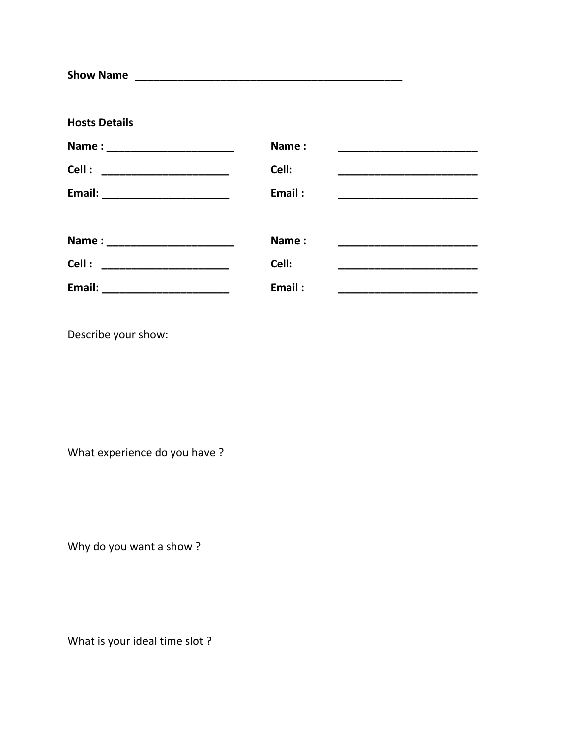**Show Name** _____________________________________________

**Hosts Details**

| | | | |
|---|---|---|---|
| **Name :** ______________________ | | **Name :** | ________________________ |
| **Cell :** ______________________ | | **Cell:** | ________________________ |
| **Email:** ______________________ | | **Email :** | ________________________ |
| **Name :** ______________________ | | **Name :** | ________________________ |
| **Cell :** ______________________ | | **Cell:** | ________________________ |
| **Email:** ______________________ | | **Email :** | ________________________ |

Describe your show:

What experience do you have ?

Why do you want a show ?

What is your ideal time slot ?